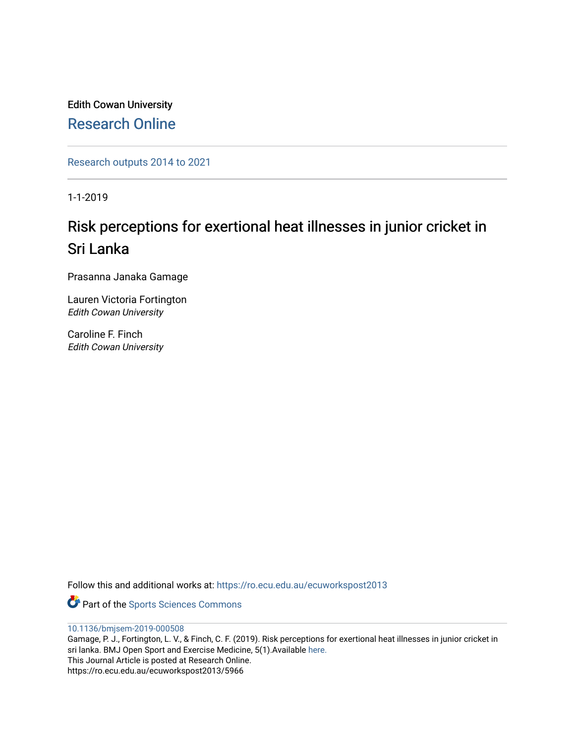Edith Cowan University

## Research Online

Research outputs 2014 to 2021

1-1-2019

# Risk perceptions for exertional heat illnesses in junior cricket in Sri Lanka

Prasanna Janaka Gamage

Lauren Victoria Fortington
*Edith Cowan University*

Caroline F. Finch
*Edith Cowan University*

Follow this and additional works at: https://ro.ecu.edu.au/ecuworkspost2013

Part of the Sports Sciences Commons

10.1136/bmjsem-2019-000508
Gamage, P. J., Fortington, L. V., & Finch, C. F. (2019). Risk perceptions for exertional heat illnesses in junior cricket in sri lanka. BMJ Open Sport and Exercise Medicine, 5(1).Available here.
This Journal Article is posted at Research Online.
https://ro.ecu.edu.au/ecuworkspost2013/5966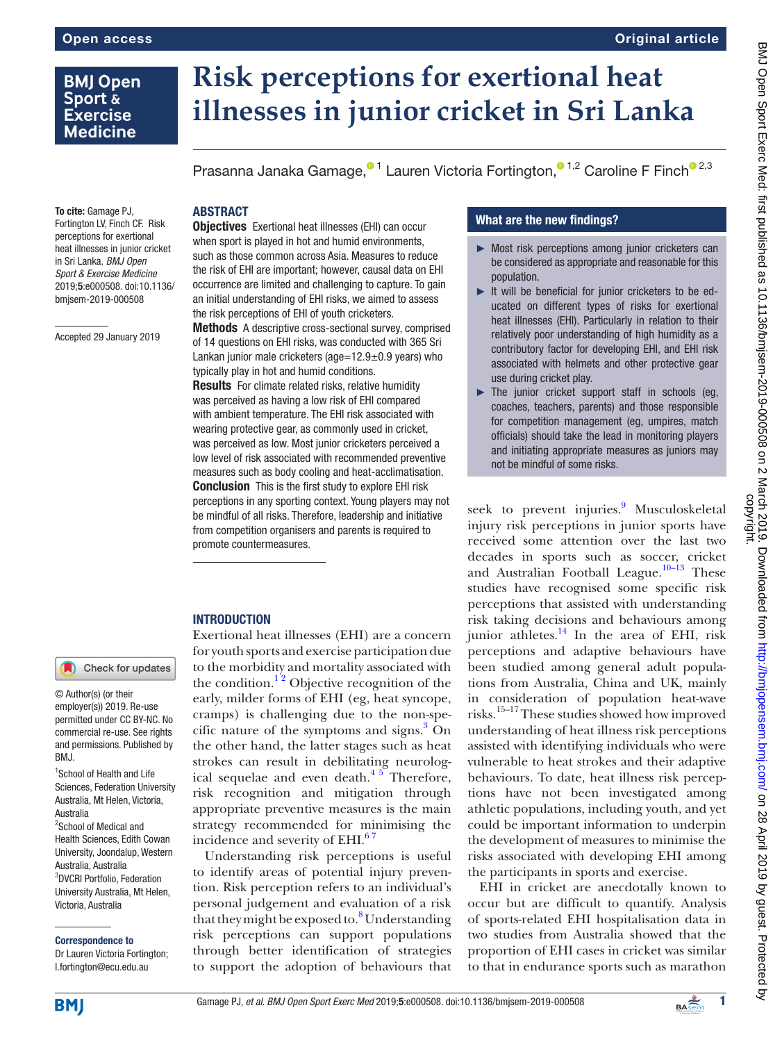# Risk perceptions for exertional heat illnesses in junior cricket in Sri Lanka

Prasanna Janaka Gamage,[1] Lauren Victoria Fortington,[1,2] Caroline F Finch[2,3]

**To cite:** Gamage PJ, Fortington LV, Finch CF. Risk perceptions for exertional heat illnesses in junior cricket in Sri Lanka. *BMJ Open Sport & Exercise Medicine* 2019;**5**:e000508. doi:10.1136/bmjsem-2019-000508

Accepted 29 January 2019

© Author(s) (or their employer(s)) 2019. Re-use permitted under CC BY-NC. No commercial re-use. See rights and permissions. Published by BMJ.

[1]School of Health and Life Sciences, Federation University Australia, Mt Helen, Victoria, Australia
[2]School of Medical and Health Sciences, Edith Cowan University, Joondalup, Western Australia, Australia
[3]DVCRI Portfolio, Federation University Australia, Mt Helen, Victoria, Australia

**Correspondence to**
Dr Lauren Victoria Fortington; l.fortington@ecu.edu.au

## ABSTRACT

**Objectives** Exertional heat illnesses (EHI) can occur when sport is played in hot and humid environments, such as those common across Asia. Measures to reduce the risk of EHI are important; however, causal data on EHI occurrence are limited and challenging to capture. To gain an initial understanding of EHI risks, we aimed to assess the risk perceptions of EHI of youth cricketers.

**Methods** A descriptive cross-sectional survey, comprised of 14 questions on EHI risks, was conducted with 365 Sri Lankan junior male cricketers (age=12.9±0.9 years) who typically play in hot and humid conditions.

**Results** For climate related risks, relative humidity was perceived as having a low risk of EHI compared with ambient temperature. The EHI risk associated with wearing protective gear, as commonly used in cricket, was perceived as low. Most junior cricketers perceived a low level of risk associated with recommended preventive measures such as body cooling and heat-acclimatisation.

**Conclusion** This is the first study to explore EHI risk perceptions in any sporting context. Young players may not be mindful of all risks. Therefore, leadership and initiative from competition organisers and parents is required to promote countermeasures.

### What are the new findings?

- Most risk perceptions among junior cricketers can be considered as appropriate and reasonable for this population.
- It will be beneficial for junior cricketers to be educated on different types of risks for exertional heat illnesses (EHI). Particularly in relation to their relatively poor understanding of high humidity as a contributory factor for developing EHI, and EHI risk associated with helmets and other protective gear use during cricket play.
- The junior cricket support staff in schools (eg, coaches, teachers, parents) and those responsible for competition management (eg, umpires, match officials) should take the lead in monitoring players and initiating appropriate measures as juniors may not be mindful of some risks.

## INTRODUCTION

Exertional heat illnesses (EHI) are a concern for youth sports and exercise participation due to the morbidity and mortality associated with the condition.[1,2] Objective recognition of the early, milder forms of EHI (eg, heat syncope, cramps) is challenging due to the non-specific nature of the symptoms and signs.[3] On the other hand, the latter stages such as heat strokes can result in debilitating neurological sequelae and even death.[4,5] Therefore, risk recognition and mitigation through appropriate preventive measures is the main strategy recommended for minimising the incidence and severity of EHI.[6,7]

Understanding risk perceptions is useful to identify areas of potential injury prevention. Risk perception refers to an individual's personal judgement and evaluation of a risk that they might be exposed to.[8] Understanding risk perceptions can support populations through better identification of strategies to support the adoption of behaviours that seek to prevent injuries.[9] Musculoskeletal injury risk perceptions in junior sports have received some attention over the last two decades in sports such as soccer, cricket and Australian Football League.[10–13] These studies have recognised some specific risk perceptions that assisted with understanding risk taking decisions and behaviours among junior athletes.[14] In the area of EHI, risk perceptions and adaptive behaviours have been studied among general adult populations from Australia, China and UK, mainly in consideration of population heat-wave risks.[15–17] These studies showed how improved understanding of heat illness risk perceptions assisted with identifying individuals who were vulnerable to heat strokes and their adaptive behaviours. To date, heat illness risk perceptions have not been investigated among athletic populations, including youth, and yet could be important information to underpin the development of measures to minimise the risks associated with developing EHI among the participants in sports and exercise.

EHI in cricket are anecdotally known to occur but are difficult to quantify. Analysis of sports-related EHI hospitalisation data in two studies from Australia showed that the proportion of EHI cases in cricket was similar to that in endurance sports such as marathon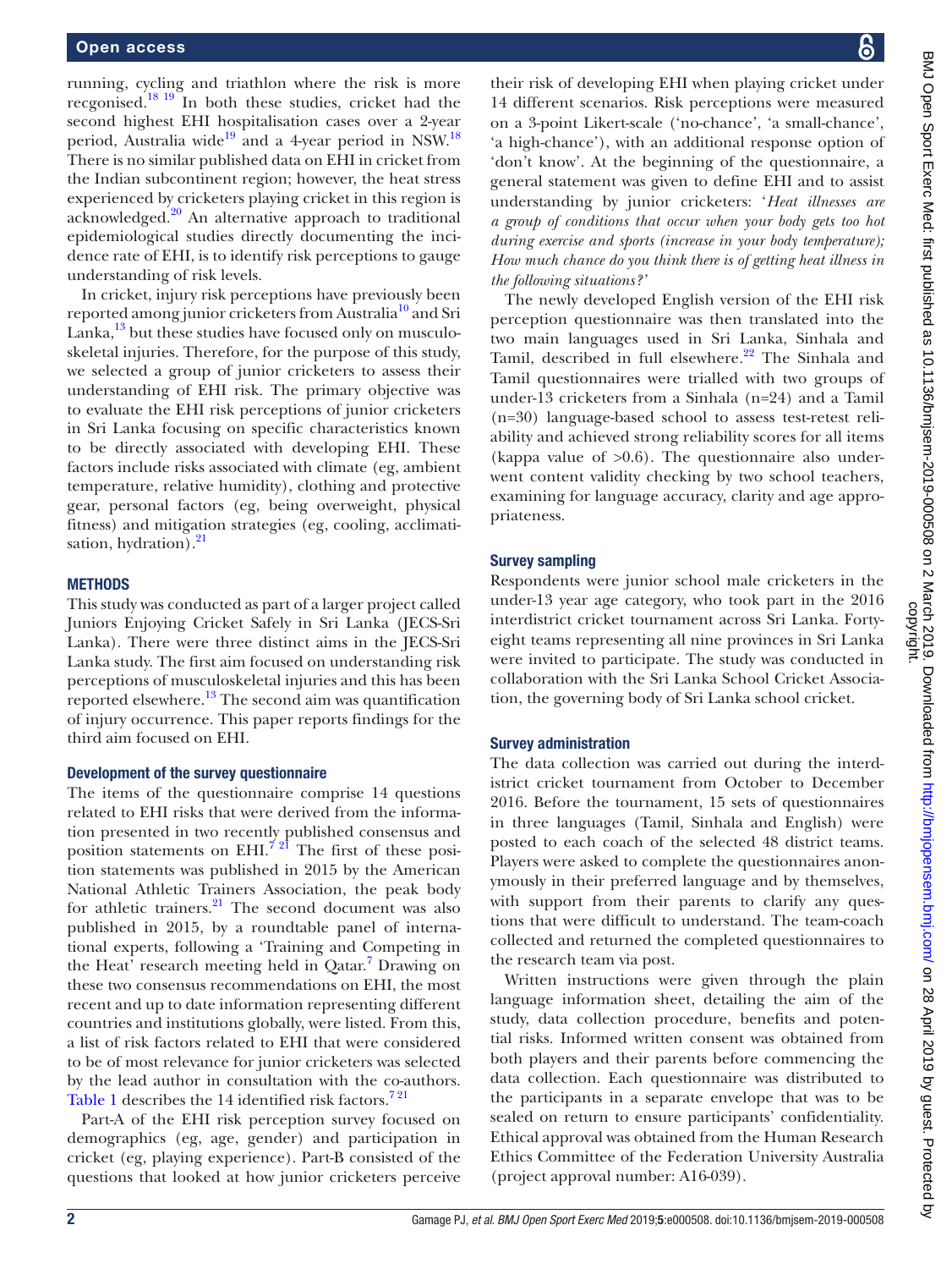running, cycling and triathlon where the risk is more recognised.[18 19] In both these studies, cricket had the second highest EHI hospitalisation cases over a 2-year period, Australia wide[19] and a 4-year period in NSW.[18] There is no similar published data on EHI in cricket from the Indian subcontinent region; however, the heat stress experienced by cricketers playing cricket in this region is acknowledged.[20] An alternative approach to traditional epidemiological studies directly documenting the incidence rate of EHI, is to identify risk perceptions to gauge understanding of risk levels.

In cricket, injury risk perceptions have previously been reported among junior cricketers from Australia[10] and Sri Lanka,[13] but these studies have focused only on musculoskeletal injuries. Therefore, for the purpose of this study, we selected a group of junior cricketers to assess their understanding of EHI risk. The primary objective was to evaluate the EHI risk perceptions of junior cricketers in Sri Lanka focusing on specific characteristics known to be directly associated with developing EHI. These factors include risks associated with climate (eg, ambient temperature, relative humidity), clothing and protective gear, personal factors (eg, being overweight, physical fitness) and mitigation strategies (eg, cooling, acclimatisation, hydration).[21]

## METHODS

This study was conducted as part of a larger project called Juniors Enjoying Cricket Safely in Sri Lanka (JECS-Sri Lanka). There were three distinct aims in the JECS-Sri Lanka study. The first aim focused on understanding risk perceptions of musculoskeletal injuries and this has been reported elsewhere.[13] The second aim was quantification of injury occurrence. This paper reports findings for the third aim focused on EHI.

### Development of the survey questionnaire

The items of the questionnaire comprise 14 questions related to EHI risks that were derived from the information presented in two recently published consensus and position statements on EHI.[7 21] The first of these position statements was published in 2015 by the American National Athletic Trainers Association, the peak body for athletic trainers.[21] The second document was also published in 2015, by a roundtable panel of international experts, following a 'Training and Competing in the Heat' research meeting held in Qatar.[7] Drawing on these two consensus recommendations on EHI, the most recent and up to date information representing different countries and institutions globally, were listed. From this, a list of risk factors related to EHI that were considered to be of most relevance for junior cricketers was selected by the lead author in consultation with the co-authors. Table 1 describes the 14 identified risk factors.[7 21]

Part-A of the EHI risk perception survey focused on demographics (eg, age, gender) and participation in cricket (eg, playing experience). Part-B consisted of the questions that looked at how junior cricketers perceive their risk of developing EHI when playing cricket under 14 different scenarios. Risk perceptions were measured on a 3-point Likert-scale ('no-chance', 'a small-chance', 'a high-chance'), with an additional response option of 'don't know'. At the beginning of the questionnaire, a general statement was given to define EHI and to assist understanding by junior cricketers: '*Heat illnesses are a group of conditions that occur when your body gets too hot during exercise and sports (increase in your body temperature); How much chance do you think there is of getting heat illness in the following situations?*'

The newly developed English version of the EHI risk perception questionnaire was then translated into the two main languages used in Sri Lanka, Sinhala and Tamil, described in full elsewhere.[22] The Sinhala and Tamil questionnaires were trialled with two groups of under-13 cricketers from a Sinhala (n=24) and a Tamil (n=30) language-based school to assess test-retest reliability and achieved strong reliability scores for all items (kappa value of >0.6). The questionnaire also underwent content validity checking by two school teachers, examining for language accuracy, clarity and age appropriateness.

### Survey sampling

Respondents were junior school male cricketers in the under-13 year age category, who took part in the 2016 interdistrict cricket tournament across Sri Lanka. Forty-eight teams representing all nine provinces in Sri Lanka were invited to participate. The study was conducted in collaboration with the Sri Lanka School Cricket Association, the governing body of Sri Lanka school cricket.

### Survey administration

The data collection was carried out during the interdistrict cricket tournament from October to December 2016. Before the tournament, 15 sets of questionnaires in three languages (Tamil, Sinhala and English) were posted to each coach of the selected 48 district teams. Players were asked to complete the questionnaires anonymously in their preferred language and by themselves, with support from their parents to clarify any questions that were difficult to understand. The team-coach collected and returned the completed questionnaires to the research team via post.

Written instructions were given through the plain language information sheet, detailing the aim of the study, data collection procedure, benefits and potential risks. Informed written consent was obtained from both players and their parents before commencing the data collection. Each questionnaire was distributed to the participants in a separate envelope that was to be sealed on return to ensure participants' confidentiality. Ethical approval was obtained from the Human Research Ethics Committee of the Federation University Australia (project approval number: A16-039).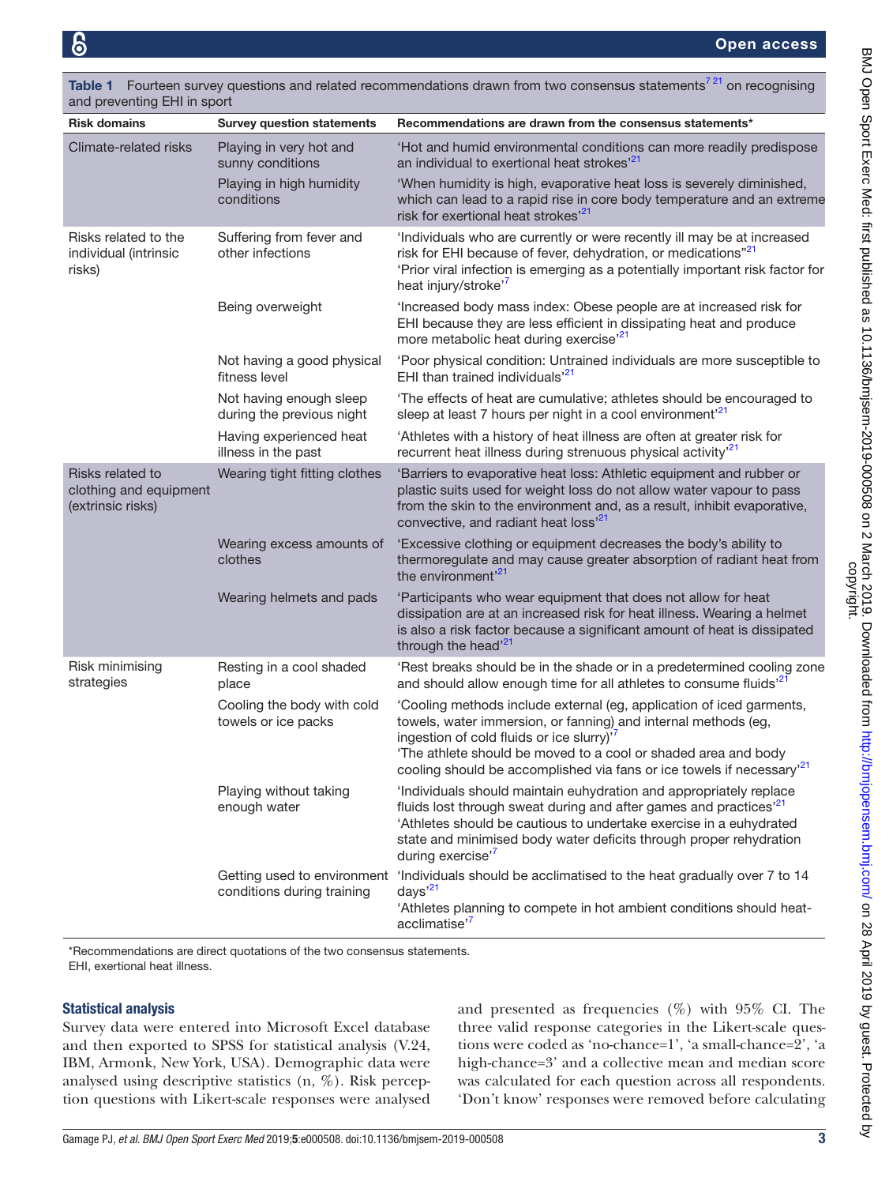**Table 1** Fourteen survey questions and related recommendations drawn from two consensus statements[7,21] on recognising and preventing EHI in sport

| Risk domains | Survey question statements | Recommendations are drawn from the consensus statements* |
|---|---|---|
| Climate-related risks | Playing in very hot and sunny conditions | 'Hot and humid environmental conditions can more readily predispose an individual to exertional heat strokes'[21] |
| | Playing in high humidity conditions | 'When humidity is high, evaporative heat loss is severely diminished, which can lead to a rapid rise in core body temperature and an extreme risk for exertional heat strokes'[21] |
| Risks related to the individual (intrinsic risks) | Suffering from fever and other infections | 'Individuals who are currently or were recently ill may be at increased risk for EHI because of fever, dehydration, or medications'[21] 'Prior viral infection is emerging as a potentially important risk factor for heat injury/stroke'[7] |
| | Being overweight | 'Increased body mass index: Obese people are at increased risk for EHI because they are less efficient in dissipating heat and produce more metabolic heat during exercise'[21] |
| | Not having a good physical fitness level | 'Poor physical condition: Untrained individuals are more susceptible to EHI than trained individuals'[21] |
| | Not having enough sleep during the previous night | 'The effects of heat are cumulative; athletes should be encouraged to sleep at least 7 hours per night in a cool environment'[21] |
| | Having experienced heat illness in the past | 'Athletes with a history of heat illness are often at greater risk for recurrent heat illness during strenuous physical activity'[21] |
| Risks related to clothing and equipment (extrinsic risks) | Wearing tight fitting clothes | 'Barriers to evaporative heat loss: Athletic equipment and rubber or plastic suits used for weight loss do not allow water vapour to pass from the skin to the environment and, as a result, inhibit evaporative, convective, and radiant heat loss'[21] |
| | Wearing excess amounts of clothes | 'Excessive clothing or equipment decreases the body's ability to thermoregulate and may cause greater absorption of radiant heat from the environment'[21] |
| | Wearing helmets and pads | 'Participants who wear equipment that does not allow for heat dissipation are at an increased risk for heat illness. Wearing a helmet is also a risk factor because a significant amount of heat is dissipated through the head'[21] |
| Risk minimising strategies | Resting in a cool shaded place | 'Rest breaks should be in the shade or in a predetermined cooling zone and should allow enough time for all athletes to consume fluids'[21] |
| | Cooling the body with cold towels or ice packs | 'Cooling methods include external (eg, application of iced garments, towels, water immersion, or fanning) and internal methods (eg, ingestion of cold fluids or ice slurry)'[7] 'The athlete should be moved to a cool or shaded area and body cooling should be accomplished via fans or ice towels if necessary'[21] |
| | Playing without taking enough water | 'Individuals should maintain euhydration and appropriately replace fluids lost through sweat during and after games and practices'[21] 'Athletes should be cautious to undertake exercise in a euhydrated state and minimised body water deficits through proper rehydration during exercise'[7] |
| | Getting used to environment conditions during training | 'Individuals should be acclimatised to the heat gradually over 7 to 14 days'[21] 'Athletes planning to compete in hot ambient conditions should heat-acclimatise'[7] |

*Recommendations are direct quotations of the two consensus statements.
EHI, exertional heat illness.

### Statistical analysis

Survey data were entered into Microsoft Excel database and then exported to SPSS for statistical analysis (V.24, IBM, Armonk, New York, USA). Demographic data were analysed using descriptive statistics (n, %). Risk perception questions with Likert-scale responses were analysed and presented as frequencies (%) with 95% CI. The three valid response categories in the Likert-scale questions were coded as 'no-chance=1', 'a small-chance=2', 'a high-chance=3' and a collective mean and median score was calculated for each question across all respondents. 'Don't know' responses were removed before calculating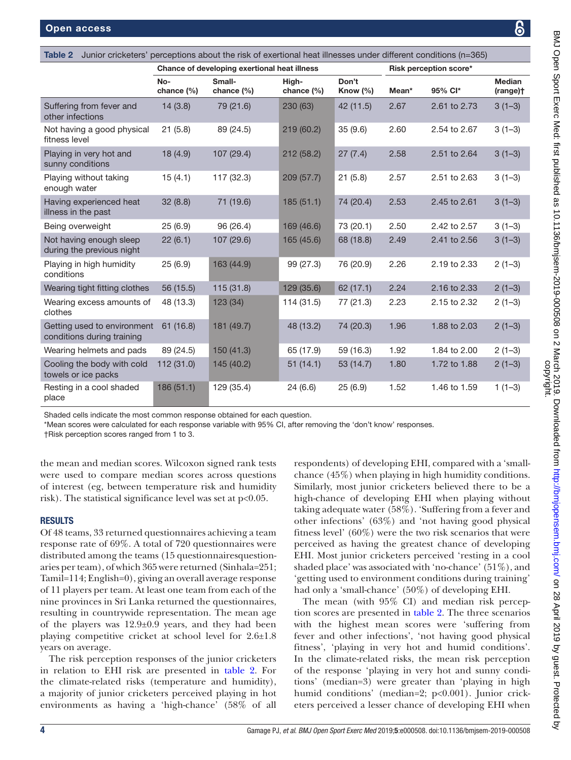Table 2 Junior cricketers' perceptions about the risk of exertional heat illnesses under different conditions (n=365)

| | Chance of developing exertional heat illness | | | | Risk perception score* | | |
|---|---|---|---|---|---|---|---|
| | No-chance (%) | Small-chance (%) | High-chance (%) | Don't Know (%) | Mean* | 95% CI* | Median (range)† |
| Suffering from fever and other infections | 14 (3.8) | 79 (21.6) | 230 (63) | 42 (11.5) | 2.67 | 2.61 to 2.73 | 3 (1–3) |
| Not having a good physical fitness level | 21 (5.8) | 89 (24.5) | 219 (60.2) | 35 (9.6) | 2.60 | 2.54 to 2.67 | 3 (1–3) |
| Playing in very hot and sunny conditions | 18 (4.9) | 107 (29.4) | 212 (58.2) | 27 (7.4) | 2.58 | 2.51 to 2.64 | 3 (1–3) |
| Playing without taking enough water | 15 (4.1) | 117 (32.3) | 209 (57.7) | 21 (5.8) | 2.57 | 2.51 to 2.63 | 3 (1–3) |
| Having experienced heat illness in the past | 32 (8.8) | 71 (19.6) | 185 (51.1) | 74 (20.4) | 2.53 | 2.45 to 2.61 | 3 (1–3) |
| Being overweight | 25 (6.9) | 96 (26.4) | 169 (46.6) | 73 (20.1) | 2.50 | 2.42 to 2.57 | 3 (1–3) |
| Not having enough sleep during the previous night | 22 (6.1) | 107 (29.6) | 165 (45.6) | 68 (18.8) | 2.49 | 2.41 to 2.56 | 3 (1–3) |
| Playing in high humidity conditions | 25 (6.9) | 163 (44.9) | 99 (27.3) | 76 (20.9) | 2.26 | 2.19 to 2.33 | 2 (1–3) |
| Wearing tight fitting clothes | 56 (15.5) | 115 (31.8) | 129 (35.6) | 62 (17.1) | 2.24 | 2.16 to 2.33 | 2 (1–3) |
| Wearing excess amounts of clothes | 48 (13.3) | 123 (34) | 114 (31.5) | 77 (21.3) | 2.23 | 2.15 to 2.32 | 2 (1–3) |
| Getting used to environment conditions during training | 61 (16.8) | 181 (49.7) | 48 (13.2) | 74 (20.3) | 1.96 | 1.88 to 2.03 | 2 (1–3) |
| Wearing helmets and pads | 89 (24.5) | 150 (41.3) | 65 (17.9) | 59 (16.3) | 1.92 | 1.84 to 2.00 | 2 (1–3) |
| Cooling the body with cold towels or ice packs | 112 (31.0) | 145 (40.2) | 51 (14.1) | 53 (14.7) | 1.80 | 1.72 to 1.88 | 2 (1–3) |
| Resting in a cool shaded place | 186 (51.1) | 129 (35.4) | 24 (6.6) | 25 (6.9) | 1.52 | 1.46 to 1.59 | 1 (1–3) |

Shaded cells indicate the most common response obtained for each question.
*Mean scores were calculated for each response variable with 95% CI, after removing the 'don't know' responses.
†Risk perception scores ranged from 1 to 3.

the mean and median scores. Wilcoxon signed rank tests were used to compare median scores across questions of interest (eg, between temperature risk and humidity risk). The statistical significance level was set at $p<0.05$.

## RESULTS

Of 48 teams, 33 returned questionnaires achieving a team response rate of 69%. A total of 720 questionnaires were distributed among the teams (15 questionnairesquestionaries per team), of which 365 were returned (Sinhala=251; Tamil=114; English=0), giving an overall average response of 11 players per team. At least one team from each of the nine provinces in Sri Lanka returned the questionnaires, resulting in countrywide representation. The mean age of the players was 12.9±0.9 years, and they had been playing competitive cricket at school level for 2.6±1.8 years on average.

The risk perception responses of the junior cricketers in relation to EHI risk are presented in table 2. For the climate-related risks (temperature and humidity), a majority of junior cricketers perceived playing in hot environments as having a 'high-chance' (58% of all respondents) of developing EHI, compared with a 'small-chance (45%) when playing in high humidity conditions. Similarly, most junior cricketers believed there to be a high-chance of developing EHI when playing without taking adequate water (58%). 'Suffering from a fever and other infections' (63%) and 'not having good physical fitness level' (60%) were the two risk scenarios that were perceived as having the greatest chance of developing EHI. Most junior cricketers perceived 'resting in a cool shaded place' was associated with 'no-chance' (51%), and 'getting used to environment conditions during training' had only a 'small-chance' (50%) of developing EHI.

The mean (with 95% CI) and median risk perception scores are presented in table 2. The three scenarios with the highest mean scores were 'suffering from fever and other infections', 'not having good physical fitness', 'playing in very hot and humid conditions'. In the climate-related risks, the mean risk perception of the response 'playing in very hot and sunny conditions' (median=3) were greater than 'playing in high humid conditions' (median=2; $p<0.001$). Junior cricketers perceived a lesser chance of developing EHI when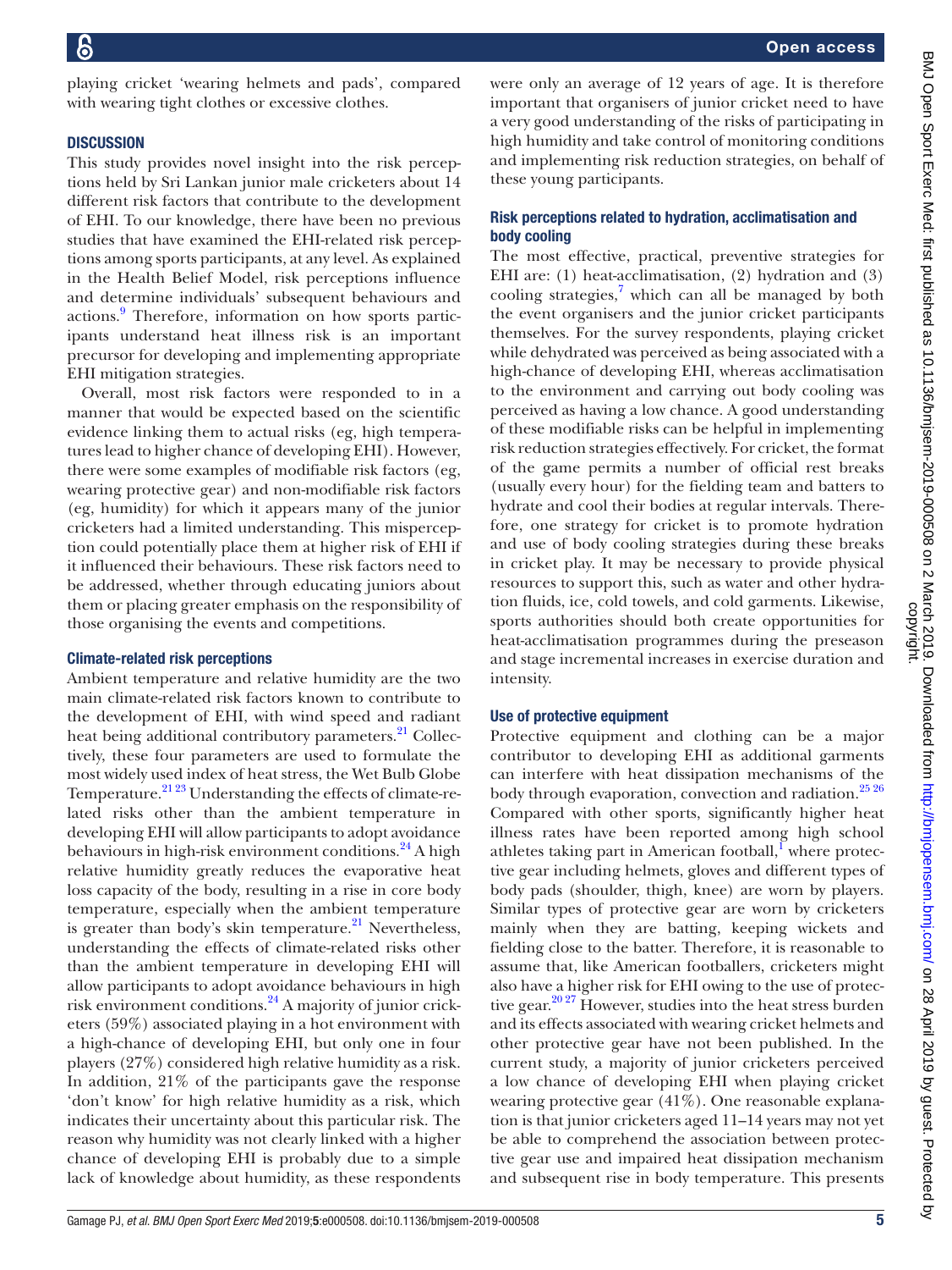playing cricket 'wearing helmets and pads', compared with wearing tight clothes or excessive clothes.

## DISCUSSION

This study provides novel insight into the risk perceptions held by Sri Lankan junior male cricketers about 14 different risk factors that contribute to the development of EHI. To our knowledge, there have been no previous studies that have examined the EHI-related risk perceptions among sports participants, at any level. As explained in the Health Belief Model, risk perceptions influence and determine individuals' subsequent behaviours and actions.[9] Therefore, information on how sports participants understand heat illness risk is an important precursor for developing and implementing appropriate EHI mitigation strategies.

Overall, most risk factors were responded to in a manner that would be expected based on the scientific evidence linking them to actual risks (eg, high temperatures lead to higher chance of developing EHI). However, there were some examples of modifiable risk factors (eg, wearing protective gear) and non-modifiable risk factors (eg, humidity) for which it appears many of the junior cricketers had a limited understanding. This misperception could potentially place them at higher risk of EHI if it influenced their behaviours. These risk factors need to be addressed, whether through educating juniors about them or placing greater emphasis on the responsibility of those organising the events and competitions.

### Climate-related risk perceptions

Ambient temperature and relative humidity are the two main climate-related risk factors known to contribute to the development of EHI, with wind speed and radiant heat being additional contributory parameters.[21] Collectively, these four parameters are used to formulate the most widely used index of heat stress, the Wet Bulb Globe Temperature.[21,23] Understanding the effects of climate-related risks other than the ambient temperature in developing EHI will allow participants to adopt avoidance behaviours in high-risk environment conditions.[24] A high relative humidity greatly reduces the evaporative heat loss capacity of the body, resulting in a rise in core body temperature, especially when the ambient temperature is greater than body's skin temperature.[21] Nevertheless, understanding the effects of climate-related risks other than the ambient temperature in developing EHI will allow participants to adopt avoidance behaviours in high risk environment conditions.[24] A majority of junior cricketers (59%) associated playing in a hot environment with a high-chance of developing EHI, but only one in four players (27%) considered high relative humidity as a risk. In addition, 21% of the participants gave the response 'don't know' for high relative humidity as a risk, which indicates their uncertainty about this particular risk. The reason why humidity was not clearly linked with a higher chance of developing EHI is probably due to a simple lack of knowledge about humidity, as these respondents were only an average of 12 years of age. It is therefore important that organisers of junior cricket need to have a very good understanding of the risks of participating in high humidity and take control of monitoring conditions and implementing risk reduction strategies, on behalf of these young participants.

### Risk perceptions related to hydration, acclimatisation and body cooling

The most effective, practical, preventive strategies for EHI are: (1) heat-acclimatisation, (2) hydration and (3) cooling strategies,[7] which can all be managed by both the event organisers and the junior cricket participants themselves. For the survey respondents, playing cricket while dehydrated was perceived as being associated with a high-chance of developing EHI, whereas acclimatisation to the environment and carrying out body cooling was perceived as having a low chance. A good understanding of these modifiable risks can be helpful in implementing risk reduction strategies effectively. For cricket, the format of the game permits a number of official rest breaks (usually every hour) for the fielding team and batters to hydrate and cool their bodies at regular intervals. Therefore, one strategy for cricket is to promote hydration and use of body cooling strategies during these breaks in cricket play. It may be necessary to provide physical resources to support this, such as water and other hydration fluids, ice, cold towels, and cold garments. Likewise, sports authorities should both create opportunities for heat-acclimatisation programmes during the preseason and stage incremental increases in exercise duration and intensity.

### Use of protective equipment

Protective equipment and clothing can be a major contributor to developing EHI as additional garments can interfere with heat dissipation mechanisms of the body through evaporation, convection and radiation.[25,26] Compared with other sports, significantly higher heat illness rates have been reported among high school athletes taking part in American football,[1] where protective gear including helmets, gloves and different types of body pads (shoulder, thigh, knee) are worn by players. Similar types of protective gear are worn by cricketers mainly when they are batting, keeping wickets and fielding close to the batter. Therefore, it is reasonable to assume that, like American footballers, cricketers might also have a higher risk for EHI owing to the use of protective gear.[20,27] However, studies into the heat stress burden and its effects associated with wearing cricket helmets and other protective gear have not been published. In the current study, a majority of junior cricketers perceived a low chance of developing EHI when playing cricket wearing protective gear (41%). One reasonable explanation is that junior cricketers aged 11–14 years may not yet be able to comprehend the association between protective gear use and impaired heat dissipation mechanism and subsequent rise in body temperature. This presents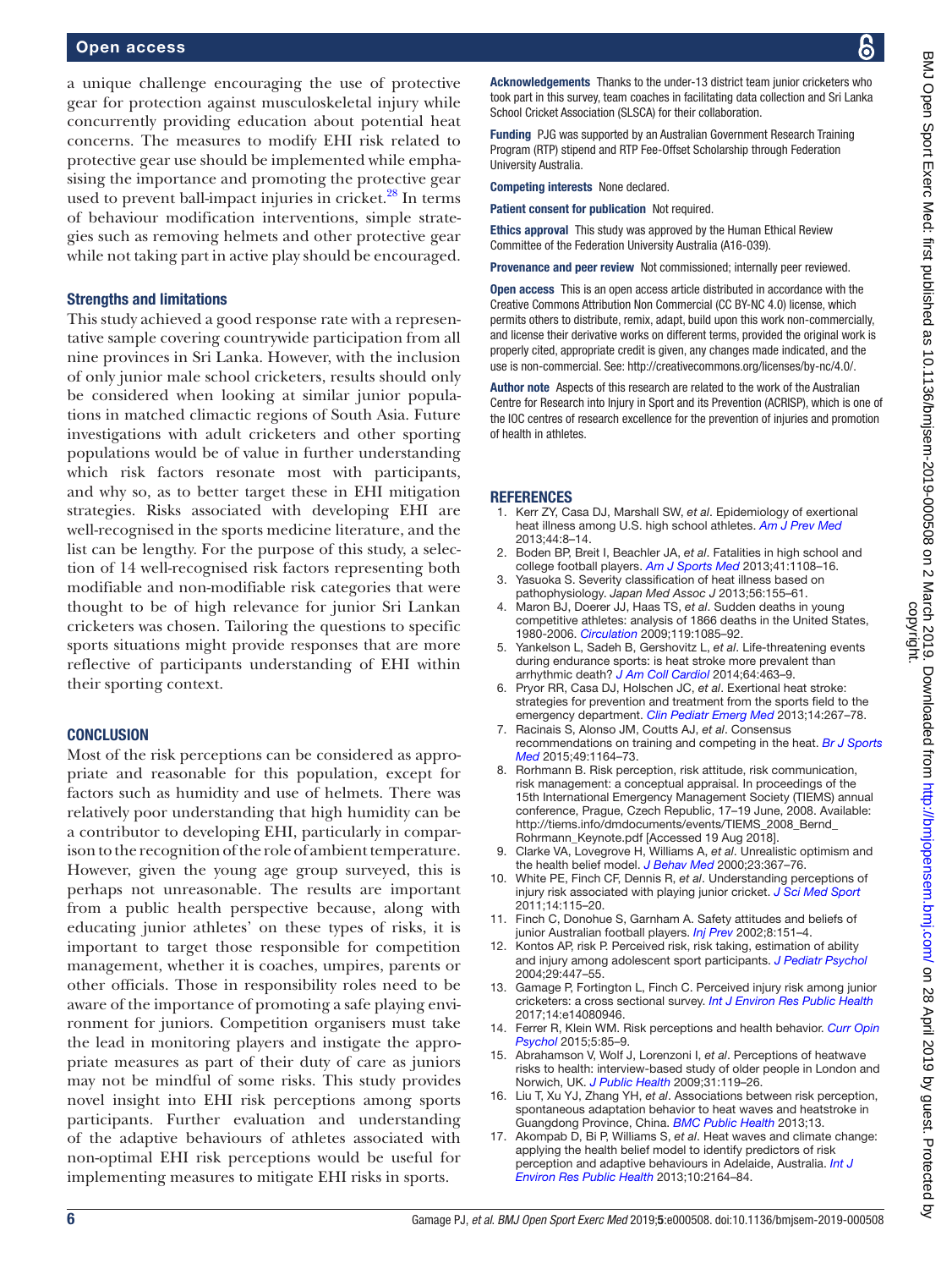a unique challenge encouraging the use of protective gear for protection against musculoskeletal injury while concurrently providing education about potential heat concerns. The measures to modify EHI risk related to protective gear use should be implemented while emphasising the importance and promoting the protective gear used to prevent ball-impact injuries in cricket.[28] In terms of behaviour modification interventions, simple strategies such as removing helmets and other protective gear while not taking part in active play should be encouraged.

### Strengths and limitations

This study achieved a good response rate with a representative sample covering countrywide participation from all nine provinces in Sri Lanka. However, with the inclusion of only junior male school cricketers, results should only be considered when looking at similar junior populations in matched climactic regions of South Asia. Future investigations with adult cricketers and other sporting populations would be of value in further understanding which risk factors resonate most with participants, and why so, as to better target these in EHI mitigation strategies. Risks associated with developing EHI are well-recognised in the sports medicine literature, and the list can be lengthy. For the purpose of this study, a selection of 14 well-recognised risk factors representing both modifiable and non-modifiable risk categories that were thought to be of high relevance for junior Sri Lankan cricketers was chosen. Tailoring the questions to specific sports situations might provide responses that are more reflective of participants understanding of EHI within their sporting context.

## CONCLUSION

Most of the risk perceptions can be considered as appropriate and reasonable for this population, except for factors such as humidity and use of helmets. There was relatively poor understanding that high humidity can be a contributor to developing EHI, particularly in comparison to the recognition of the role of ambient temperature. However, given the young age group surveyed, this is perhaps not unreasonable. The results are important from a public health perspective because, along with educating junior athletes' on these types of risks, it is important to target those responsible for competition management, whether it is coaches, umpires, parents or other officials. Those in responsibility roles need to be aware of the importance of promoting a safe playing environment for juniors. Competition organisers must take the lead in monitoring players and instigate the appropriate measures as part of their duty of care as juniors may not be mindful of some risks. This study provides novel insight into EHI risk perceptions among sports participants. Further evaluation and understanding of the adaptive behaviours of athletes associated with non-optimal EHI risk perceptions would be useful for implementing measures to mitigate EHI risks in sports.

**Acknowledgements** Thanks to the under-13 district team junior cricketers who took part in this survey, team coaches in facilitating data collection and Sri Lanka School Cricket Association (SLSCA) for their collaboration.

**Funding** PJG was supported by an Australian Government Research Training Program (RTP) stipend and RTP Fee-Offset Scholarship through Federation University Australia.

**Competing interests** None declared.

**Patient consent for publication** Not required.

**Ethics approval** This study was approved by the Human Ethical Review Committee of the Federation University Australia (A16-039).

**Provenance and peer review** Not commissioned; internally peer reviewed.

**Open access** This is an open access article distributed in accordance with the Creative Commons Attribution Non Commercial (CC BY-NC 4.0) license, which permits others to distribute, remix, adapt, build upon this work non-commercially, and license their derivative works on different terms, provided the original work is properly cited, appropriate credit is given, any changes made indicated, and the use is non-commercial. See: http://creativecommons.org/licenses/by-nc/4.0/.

**Author note** Aspects of this research are related to the work of the Australian Centre for Research into Injury in Sport and its Prevention (ACRISP), which is one of the IOC centres of research excellence for the prevention of injuries and promotion of health in athletes.

## REFERENCES

1. Kerr ZY, Casa DJ, Marshall SW, *et al*. Epidemiology of exertional heat illness among U.S. high school athletes. *Am J Prev Med* 2013;44:8–14.
2. Boden BP, Breit I, Beachler JA, *et al*. Fatalities in high school and college football players. *Am J Sports Med* 2013;41:1108–16.
3. Yasuoka S. Severity classification of heat illness based on pathophysiology. *Japan Med Assoc J* 2013;56:155–61.
4. Maron BJ, Doerer JJ, Haas TS, *et al*. Sudden deaths in young competitive athletes: analysis of 1866 deaths in the United States, 1980-2006. *Circulation* 2009;119:1085–92.
5. Yankelson L, Sadeh B, Gershovitz L, *et al*. Life-threatening events during endurance sports: is heat stroke more prevalent than arrhythmic death? *J Am Coll Cardiol* 2014;64:463–9.
6. Pryor RR, Casa DJ, Holschen JC, *et al*. Exertional heat stroke: strategies for prevention and treatment from the sports field to the emergency department. *Clin Pediatr Emerg Med* 2013;14:267–78.
7. Racinais S, Alonso JM, Coutts AJ, *et al*. Consensus recommendations on training and competing in the heat. *Br J Sports Med* 2015;49:1164–73.
8. Rorhmann B. Risk perception, risk attitude, risk communication, risk management: a conceptual appraisal. In proceedings of the 15th International Emergency Management Society (TIEMS) annual conference, Prague, Czech Republic, 17–19 June, 2008. Available: http://tiems.info/dmdocuments/events/TIEMS_2008_Bernd_Rohrmann_Keynote.pdf [Accessed 19 Aug 2018].
9. Clarke VA, Lovegrove H, Williams A, *et al*. Unrealistic optimism and the health belief model. *J Behav Med* 2000;23:367–76.
10. White PE, Finch CF, Dennis R, *et al*. Understanding perceptions of injury risk associated with playing junior cricket. *J Sci Med Sport* 2011;14:115–20.
11. Finch C, Donohue S, Garnham A. Safety attitudes and beliefs of junior Australian football players. *Inj Prev* 2002;8:151–4.
12. Kontos AP, risk P. Perceived risk, risk taking, estimation of ability and injury among adolescent sport participants. *J Pediatr Psychol* 2004;29:447–55.
13. Gamage P, Fortington L, Finch C. Perceived injury risk among junior cricketers: a cross sectional survey. *Int J Environ Res Public Health* 2017;14:e14080946.
14. Ferrer R, Klein WM. Risk perceptions and health behavior. *Curr Opin Psychol* 2015;5:85–9.
15. Abrahamson V, Wolf J, Lorenzoni I, *et al*. Perceptions of heatwave risks to health: interview-based study of older people in London and Norwich, UK. *J Public Health* 2009;31:119–26.
16. Liu T, Xu YJ, Zhang YH, *et al*. Associations between risk perception, spontaneous adaptation behavior to heat waves and heatstroke in Guangdong Province, China. *BMC Public Health* 2013;13.
17. Akompab D, Bi P, Williams S, *et al*. Heat waves and climate change: applying the health belief model to identify predictors of risk perception and adaptive behaviours in Adelaide, Australia. *Int J Environ Res Public Health* 2013;10:2164–84.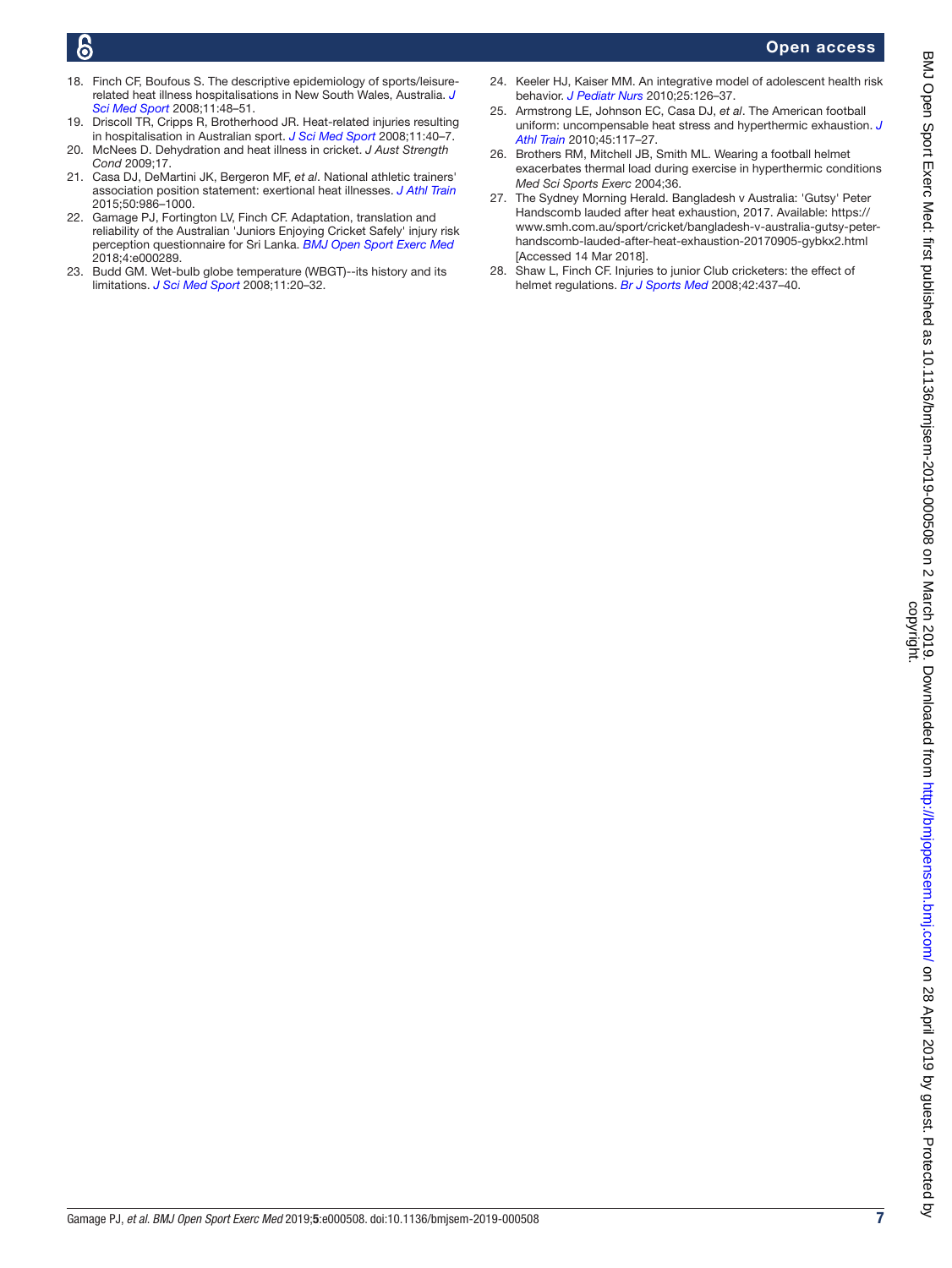18. Finch CF, Boufous S. The descriptive epidemiology of sports/leisure-related heat illness hospitalisations in New South Wales, Australia. *J Sci Med Sport* 2008;11:48–51.
19. Driscoll TR, Cripps R, Brotherhood JR. Heat-related injuries resulting in hospitalisation in Australian sport. *J Sci Med Sport* 2008;11:40–7.
20. McNees D. Dehydration and heat illness in cricket. *J Aust Strength Cond* 2009;17.
21. Casa DJ, DeMartini JK, Bergeron MF, *et al*. National athletic trainers' association position statement: exertional heat illnesses. *J Athl Train* 2015;50:986–1000.
22. Gamage PJ, Fortington LV, Finch CF. Adaptation, translation and reliability of the Australian 'Juniors Enjoying Cricket Safely' injury risk perception questionnaire for Sri Lanka. *BMJ Open Sport Exerc Med* 2018;4:e000289.
23. Budd GM. Wet-bulb globe temperature (WBGT)--its history and its limitations. *J Sci Med Sport* 2008;11:20–32.
24. Keeler HJ, Kaiser MM. An integrative model of adolescent health risk behavior. *J Pediatr Nurs* 2010;25:126–37.
25. Armstrong LE, Johnson EC, Casa DJ, *et al*. The American football uniform: uncompensable heat stress and hyperthermic exhaustion. *J Athl Train* 2010;45:117–27.
26. Brothers RM, Mitchell JB, Smith ML. Wearing a football helmet exacerbates thermal load during exercise in hyperthermic conditions *Med Sci Sports Exerc* 2004;36.
27. The Sydney Morning Herald. Bangladesh v Australia: 'Gutsy' Peter Handscomb lauded after heat exhaustion, 2017. Available: https://www.smh.com.au/sport/cricket/bangladesh-v-australia-gutsy-peter-handscomb-lauded-after-heat-exhaustion-20170905-gybkx2.html [Accessed 14 Mar 2018].
28. Shaw L, Finch CF. Injuries to junior Club cricketers: the effect of helmet regulations. *Br J Sports Med* 2008;42:437–40.